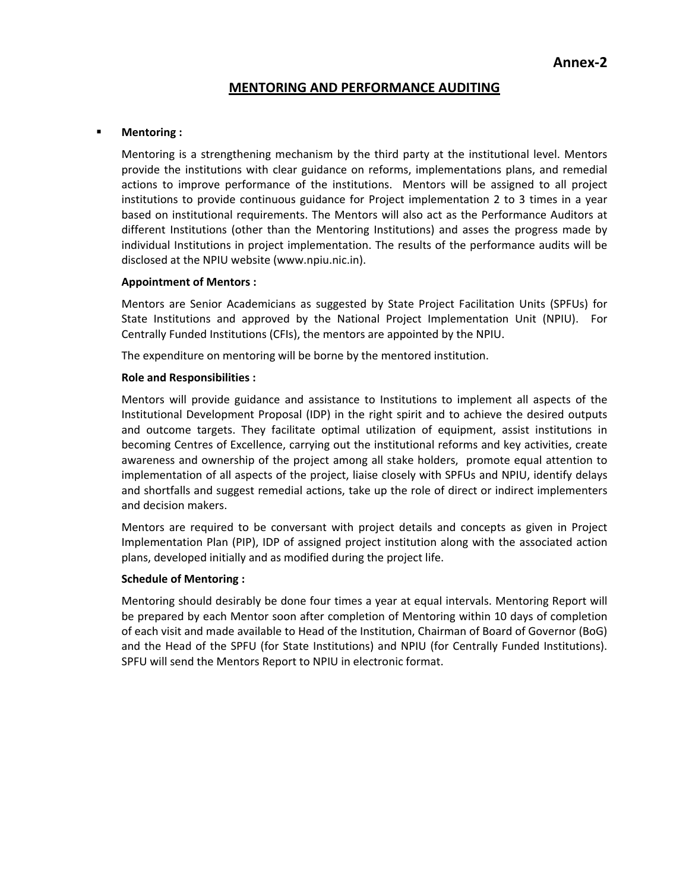**Annex-2**

# MENTORING AND PERFORMANCE AUDITING

- **Mentoring :**

  Mentoring is a strengthening mechanism by the third party at the institutional level. Mentors provide the institutions with clear guidance on reforms, implementations plans, and remedial actions to improve performance of the institutions. Mentors will be assigned to all project institutions to provide continuous guidance for Project implementation 2 to 3 times in a year based on institutional requirements. The Mentors will also act as the Performance Auditors at different Institutions (other than the Mentoring Institutions) and asses the progress made by individual Institutions in project implementation. The results of the performance audits will be disclosed at the NPIU website (www.npiu.nic.in).

  **Appointment of Mentors :**

  Mentors are Senior Academicians as suggested by State Project Facilitation Units (SPFUs) for State Institutions and approved by the National Project Implementation Unit (NPIU). For Centrally Funded Institutions (CFIs), the mentors are appointed by the NPIU.

  The expenditure on mentoring will be borne by the mentored institution.

  **Role and Responsibilities :**

  Mentors will provide guidance and assistance to Institutions to implement all aspects of the Institutional Development Proposal (IDP) in the right spirit and to achieve the desired outputs and outcome targets. They facilitate optimal utilization of equipment, assist institutions in becoming Centres of Excellence, carrying out the institutional reforms and key activities, create awareness and ownership of the project among all stake holders, promote equal attention to implementation of all aspects of the project, liaise closely with SPFUs and NPIU, identify delays and shortfalls and suggest remedial actions, take up the role of direct or indirect implementers and decision makers.

  Mentors are required to be conversant with project details and concepts as given in Project Implementation Plan (PIP), IDP of assigned project institution along with the associated action plans, developed initially and as modified during the project life.

  **Schedule of Mentoring :**

  Mentoring should desirably be done four times a year at equal intervals. Mentoring Report will be prepared by each Mentor soon after completion of Mentoring within 10 days of completion of each visit and made available to Head of the Institution, Chairman of Board of Governor (BoG) and the Head of the SPFU (for State Institutions) and NPIU (for Centrally Funded Institutions). SPFU will send the Mentors Report to NPIU in electronic format.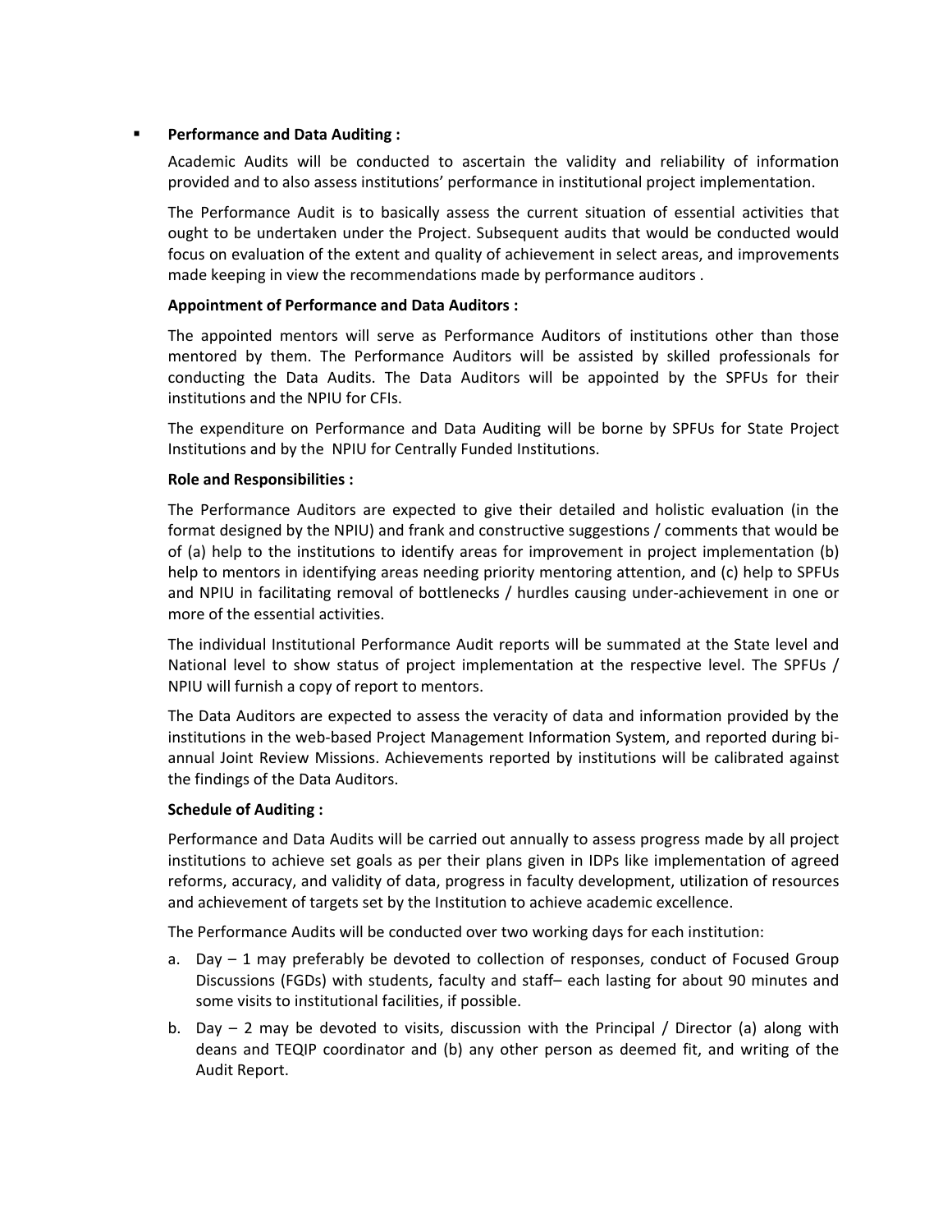- **Performance and Data Auditing :**

  Academic Audits will be conducted to ascertain the validity and reliability of information provided and to also assess institutions' performance in institutional project implementation.

  The Performance Audit is to basically assess the current situation of essential activities that ought to be undertaken under the Project. Subsequent audits that would be conducted would focus on evaluation of the extent and quality of achievement in select areas, and improvements made keeping in view the recommendations made by performance auditors .

  **Appointment of Performance and Data Auditors :**

  The appointed mentors will serve as Performance Auditors of institutions other than those mentored by them. The Performance Auditors will be assisted by skilled professionals for conducting the Data Audits. The Data Auditors will be appointed by the SPFUs for their institutions and the NPIU for CFIs.

  The expenditure on Performance and Data Auditing will be borne by SPFUs for State Project Institutions and by the NPIU for Centrally Funded Institutions.

  **Role and Responsibilities :**

  The Performance Auditors are expected to give their detailed and holistic evaluation (in the format designed by the NPIU) and frank and constructive suggestions / comments that would be of (a) help to the institutions to identify areas for improvement in project implementation (b) help to mentors in identifying areas needing priority mentoring attention, and (c) help to SPFUs and NPIU in facilitating removal of bottlenecks / hurdles causing under-achievement in one or more of the essential activities.

  The individual Institutional Performance Audit reports will be summated at the State level and National level to show status of project implementation at the respective level. The SPFUs / NPIU will furnish a copy of report to mentors.

  The Data Auditors are expected to assess the veracity of data and information provided by the institutions in the web-based Project Management Information System, and reported during bi-annual Joint Review Missions. Achievements reported by institutions will be calibrated against the findings of the Data Auditors.

  **Schedule of Auditing :**

  Performance and Data Audits will be carried out annually to assess progress made by all project institutions to achieve set goals as per their plans given in IDPs like implementation of agreed reforms, accuracy, and validity of data, progress in faculty development, utilization of resources and achievement of targets set by the Institution to achieve academic excellence.

  The Performance Audits will be conducted over two working days for each institution:

  a. Day – 1 may preferably be devoted to collection of responses, conduct of Focused Group Discussions (FGDs) with students, faculty and staff– each lasting for about 90 minutes and some visits to institutional facilities, if possible.

  b. Day – 2 may be devoted to visits, discussion with the Principal / Director (a) along with deans and TEQIP coordinator and (b) any other person as deemed fit, and writing of the Audit Report.